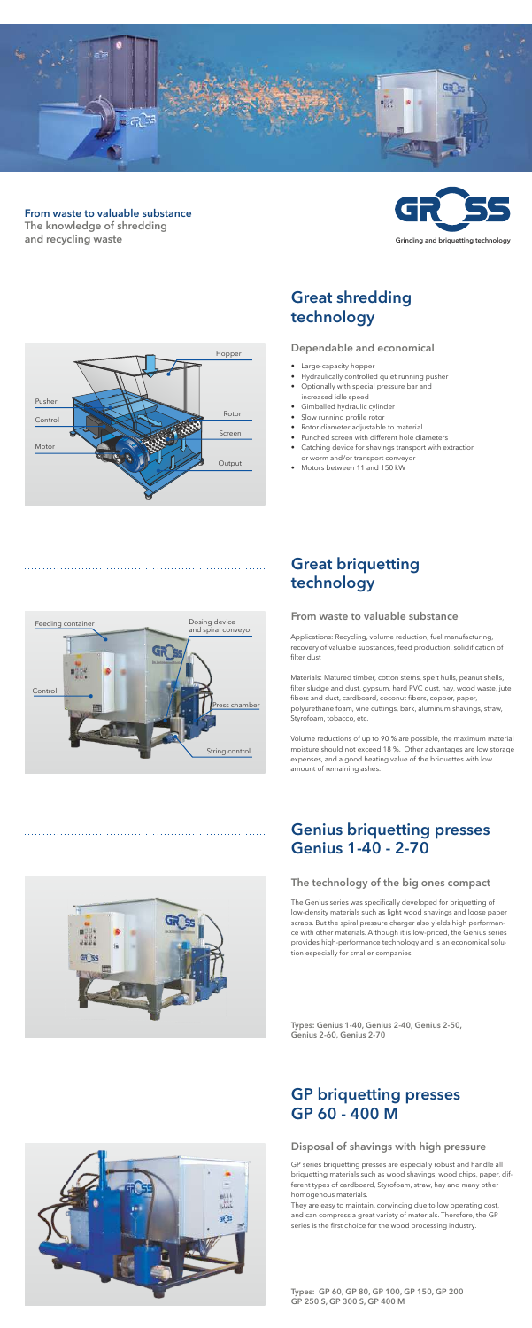**From waste to valuable substance**
The knowledge of shredding and recycling waste

Grinding and briquetting technology

## Great shredding technology

Hopper
Pusher
Control
Rotor
Screen
Motor
Output

### Dependable and economical

- Large-capacity hopper
- Hydraulically controlled quiet running pusher
- Optionally with special pressure bar and increased idle speed
- Gimballed hydraulic cylinder
- Slow running profile rotor
- Rotor diameter adjustable to material
- Punched screen with different hole diameters
- Catching device for shavings transport with extraction or worm and/or transport conveyor
- Motors between 11 and 150 kW

## Great briquetting technology

Feeding container
Dosing device and spiral conveyor
Control
Press chamber
String control

### From waste to valuable substance

Applications: Recycling, volume reduction, fuel manufacturing, recovery of valuable substances, feed production, solidification of filter dust

Materials: Matured timber, cotton stems, spelt hulls, peanut shells, filter sludge and dust, gypsum, hard PVC dust, hay, wood waste, jute fibers and dust, cardboard, coconut fibers, copper, paper, polyurethane foam, vine cuttings, bark, aluminum shavings, straw, Styrofoam, tobacco, etc.

Volume reductions of up to 90 % are possible, the maximum material moisture should not exceed 18 %. Other advantages are low storage expenses, and a good heating value of the briquettes with low amount of remaining ashes.

## Genius briquetting presses Genius 1-40 - 2-70

### The technology of the big ones compact

The Genius series was specifically developed for briquetting of low-density materials such as light wood shavings and loose paper scraps. But the spiral pressure charger also yields high performance with other materials. Although it is low-priced, the Genius series provides high-performance technology and is an economical solution especially for smaller companies.

**Types: Genius 1-40, Genius 2-40, Genius 2-50, Genius 2-60, Genius 2-70**

## GP briquetting presses GP 60 - 400 M

### Disposal of shavings with high pressure

GP series briquetting presses are especially robust and handle all briquetting materials such as wood shavings, wood chips, paper, different types of cardboard, Styrofoam, straw, hay and many other homogenous materials.
They are easy to maintain, convincing due to low operating cost, and can compress a great variety of materials. Therefore, the GP series is the first choice for the wood processing industry.

**Types: GP 60, GP 80, GP 100, GP 150, GP 200 GP 250 S, GP 300 S, GP 400 M**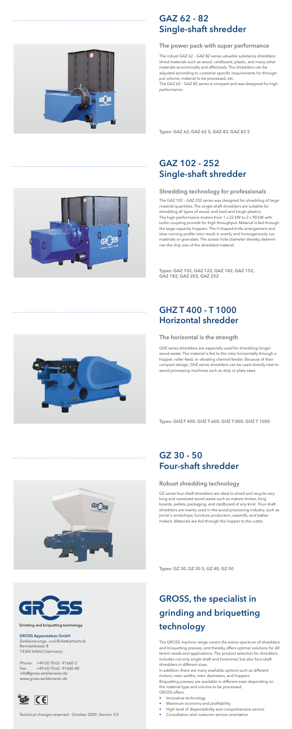## GAZ 62 - 82 Single-shaft shredder

### The power pack with super performance

The robust GAZ 62 - GAZ 82 series valuable substance shredders shred materials such as wood, cardboard, plastic, and many other materials economically and effectively. The shredders can be adjusted according to customer specific requirements for throughput volume, material to be processed, etc.
The GAZ 62 - GAZ 82 series is compact and was designed for high performance.

**Types: GAZ 62, GAZ 62 S, GAZ 82, GAZ 82 S**

## GAZ 102 - 252 Single-shaft shredder

### Shredding technology for professionals

The GAZ 102 - GAZ 252 series was designed for shredding of large material quantities. The single-shaft shredders are suitable for shredding all types of wood, and hard and tough plastics.
The high-performance motors from 1 x 22 kW to 2 x 90 kW with turbo coupling provide for high throughput. Material is fed through the large-capacity hoppers. The V-shaped knife arrangement and slow running profile rotor result in evenly and homogenously cut materials or granulate. The screen hole diameter thereby determines the chip size of the shredded material.

**Types: GAZ 102, GAZ 122, GAZ 142, GAZ 152, GAZ 182, GAZ 202, GAZ 252**

## GHZ T 400 - T 1000 Horizontal shredder

### The horizontal is the strength

GHZ series shredders are especially used for shredding longer wood waste. The material is fed to the rotor horizontally through a hopper, roller feed, or vibrating channel feeder. Because of their compact design, GHZ series shredders can be used directly next to wood processing machines such as strip or plate saws.

**Types: GHZ-T 400, GHZ T-600, GHZ T-800, GHZ T 1000**

## GZ 30 - 50 Four-shaft shredder

### Robust shredding technology

GZ series four-shaft shredders are ideal to shred and recycle very long and oversized wood waste such as mature timber, long boards, pallets, packaging, and cardboard of any kind. Four-shaft shredders are mainly used in the wood processing industry, such as joiner's workshops, furniture production, sawmills, and batten makers. Materials are fed through the hopper to the cutter.

**Types: GZ 30, GZ 30 S, GZ 40, GZ 50**

## GROSS, the specialist in grinding and briquetting technology

The GROSS machine range covers the entire spectrum of shredders and briquetting presses, and thereby offers optimal solutions for different needs and applications. The product selection for shredders includes not only single-shaft and horizontal, but also four-shaft shredders in different sizes.
In addition, there are many available options such as different motors, rotor widths, rotor diameters, and hoppers.
Briquetting presses are available in different sizes depending on the material type and volume to be processed.
GROSS offers:

- Innovative technology
- Maximum economy and profitability
- High level of dependability and comprehensive service
- Consultation and customer service orientation

Grinding and briquetting technology

**GROSS Apparatebau GmbH**
Zerkleinerungs- und Brikettiertechnik
Renntalstrasse 8
74360 Ilsfeld (Germany)

Phone: +49-(0)70 62 - 91660-3
Fax: +49-(0)70 62 - 91660-40
info@gross-zerkleinerer.de
www.gross-zerkleinerer.de

Technical changes reserved · October 2009, Version 3.0